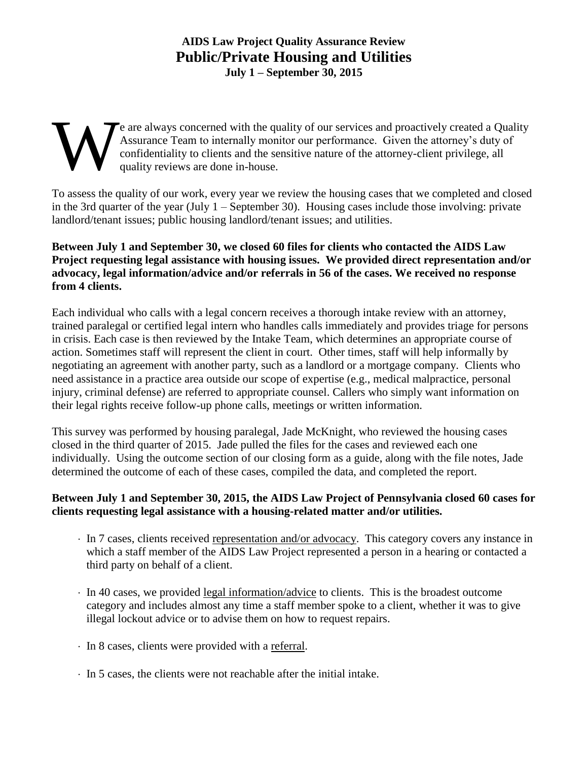**AIDS Law Project Quality Assurance Review**

# Public/Private Housing and Utilities

**July 1 – September 30, 2015**

We are always concerned with the quality of our services and proactively created a Quality Assurance Team to internally monitor our performance. Given the attorney's duty of confidentiality to clients and the sensitive nature of the attorney-client privilege, all quality reviews are done in-house.

To assess the quality of our work, every year we review the housing cases that we completed and closed in the 3rd quarter of the year (July 1 – September 30). Housing cases include those involving: private landlord/tenant issues; public housing landlord/tenant issues; and utilities.

**Between July 1 and September 30, we closed 60 files for clients who contacted the AIDS Law Project requesting legal assistance with housing issues. We provided direct representation and/or advocacy, legal information/advice and/or referrals in 56 of the cases. We received no response from 4 clients.**

Each individual who calls with a legal concern receives a thorough intake review with an attorney, trained paralegal or certified legal intern who handles calls immediately and provides triage for persons in crisis. Each case is then reviewed by the Intake Team, which determines an appropriate course of action. Sometimes staff will represent the client in court. Other times, staff will help informally by negotiating an agreement with another party, such as a landlord or a mortgage company. Clients who need assistance in a practice area outside our scope of expertise (e.g., medical malpractice, personal injury, criminal defense) are referred to appropriate counsel. Callers who simply want information on their legal rights receive follow-up phone calls, meetings or written information.

This survey was performed by housing paralegal, Jade McKnight, who reviewed the housing cases closed in the third quarter of 2015. Jade pulled the files for the cases and reviewed each one individually. Using the outcome section of our closing form as a guide, along with the file notes, Jade determined the outcome of each of these cases, compiled the data, and completed the report.

**Between July 1 and September 30, 2015, the AIDS Law Project of Pennsylvania closed 60 cases for clients requesting legal assistance with a housing-related matter and/or utilities.**

- In 7 cases, clients received representation and/or advocacy. This category covers any instance in which a staff member of the AIDS Law Project represented a person in a hearing or contacted a third party on behalf of a client.
- In 40 cases, we provided legal information/advice to clients. This is the broadest outcome category and includes almost any time a staff member spoke to a client, whether it was to give illegal lockout advice or to advise them on how to request repairs.
- In 8 cases, clients were provided with a referral.
- In 5 cases, the clients were not reachable after the initial intake.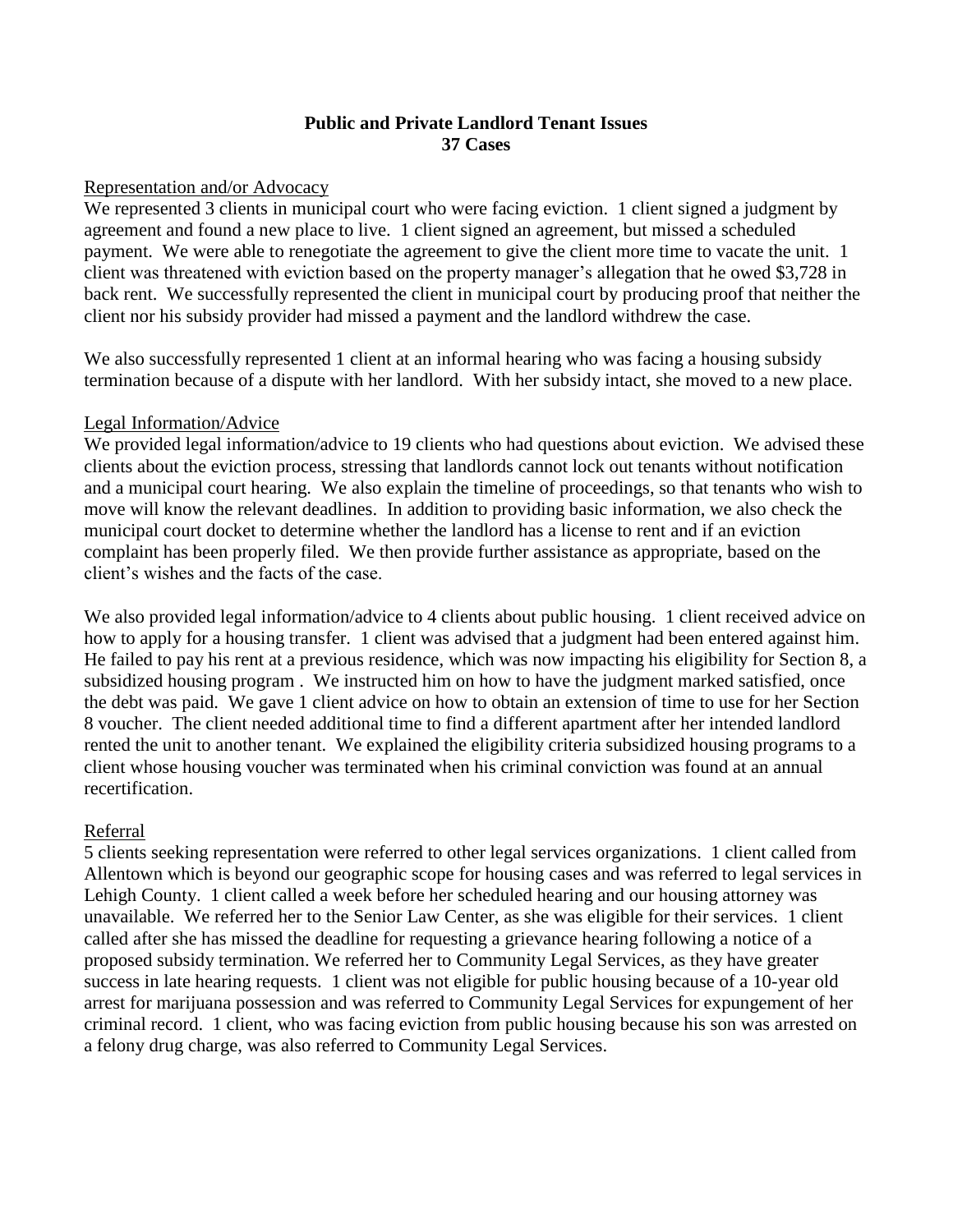## Public and Private Landlord Tenant Issues
## 37 Cases

Representation and/or Advocacy

We represented 3 clients in municipal court who were facing eviction. 1 client signed a judgment by agreement and found a new place to live. 1 client signed an agreement, but missed a scheduled payment. We were able to renegotiate the agreement to give the client more time to vacate the unit. 1 client was threatened with eviction based on the property manager's allegation that he owed $3,728 in back rent. We successfully represented the client in municipal court by producing proof that neither the client nor his subsidy provider had missed a payment and the landlord withdrew the case.

We also successfully represented 1 client at an informal hearing who was facing a housing subsidy termination because of a dispute with her landlord. With her subsidy intact, she moved to a new place.

Legal Information/Advice

We provided legal information/advice to 19 clients who had questions about eviction. We advised these clients about the eviction process, stressing that landlords cannot lock out tenants without notification and a municipal court hearing. We also explain the timeline of proceedings, so that tenants who wish to move will know the relevant deadlines. In addition to providing basic information, we also check the municipal court docket to determine whether the landlord has a license to rent and if an eviction complaint has been properly filed. We then provide further assistance as appropriate, based on the client's wishes and the facts of the case.

We also provided legal information/advice to 4 clients about public housing. 1 client received advice on how to apply for a housing transfer. 1 client was advised that a judgment had been entered against him. He failed to pay his rent at a previous residence, which was now impacting his eligibility for Section 8, a subsidized housing program . We instructed him on how to have the judgment marked satisfied, once the debt was paid. We gave 1 client advice on how to obtain an extension of time to use for her Section 8 voucher. The client needed additional time to find a different apartment after her intended landlord rented the unit to another tenant. We explained the eligibility criteria subsidized housing programs to a client whose housing voucher was terminated when his criminal conviction was found at an annual recertification.

Referral

5 clients seeking representation were referred to other legal services organizations. 1 client called from Allentown which is beyond our geographic scope for housing cases and was referred to legal services in Lehigh County. 1 client called a week before her scheduled hearing and our housing attorney was unavailable. We referred her to the Senior Law Center, as she was eligible for their services. 1 client called after she has missed the deadline for requesting a grievance hearing following a notice of a proposed subsidy termination. We referred her to Community Legal Services, as they have greater success in late hearing requests. 1 client was not eligible for public housing because of a 10-year old arrest for marijuana possession and was referred to Community Legal Services for expungement of her criminal record. 1 client, who was facing eviction from public housing because his son was arrested on a felony drug charge, was also referred to Community Legal Services.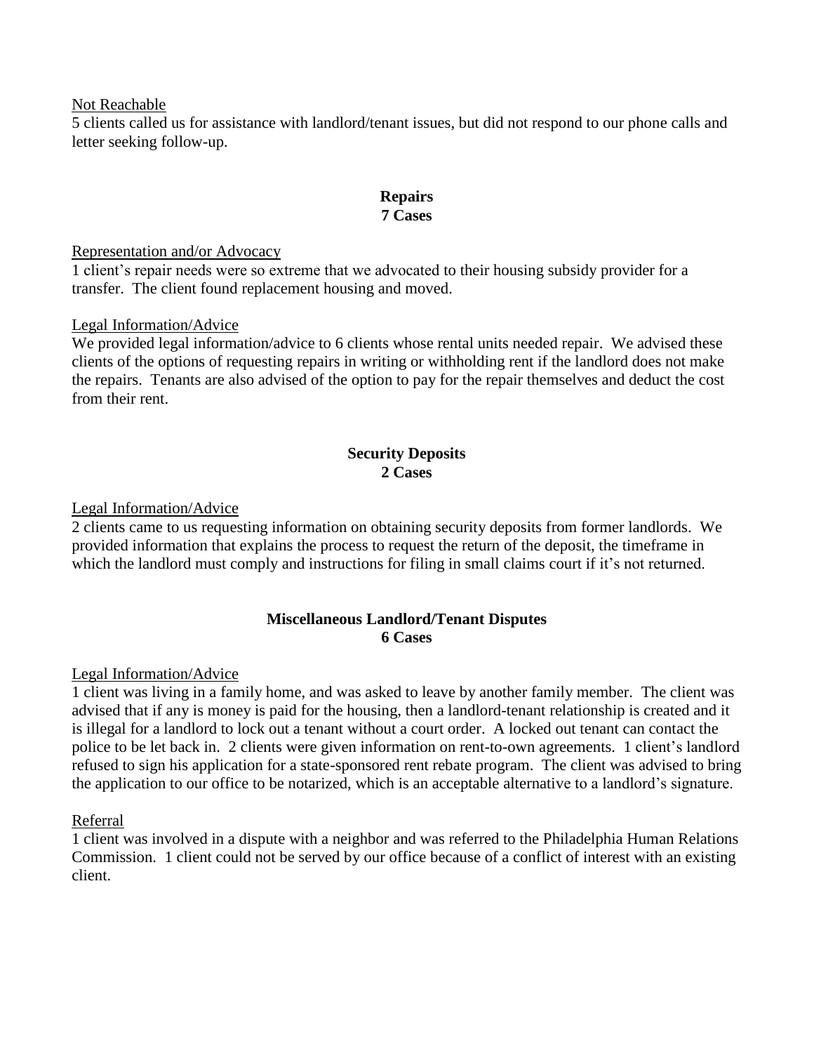Not Reachable

5 clients called us for assistance with landlord/tenant issues, but did not respond to our phone calls and letter seeking follow-up.

**Repairs**
**7 Cases**

Representation and/or Advocacy

1 client's repair needs were so extreme that we advocated to their housing subsidy provider for a transfer. The client found replacement housing and moved.

Legal Information/Advice

We provided legal information/advice to 6 clients whose rental units needed repair. We advised these clients of the options of requesting repairs in writing or withholding rent if the landlord does not make the repairs. Tenants are also advised of the option to pay for the repair themselves and deduct the cost from their rent.

**Security Deposits**
**2 Cases**

Legal Information/Advice

2 clients came to us requesting information on obtaining security deposits from former landlords. We provided information that explains the process to request the return of the deposit, the timeframe in which the landlord must comply and instructions for filing in small claims court if it's not returned.

**Miscellaneous Landlord/Tenant Disputes**
**6 Cases**

Legal Information/Advice

1 client was living in a family home, and was asked to leave by another family member. The client was advised that if any is money is paid for the housing, then a landlord-tenant relationship is created and it is illegal for a landlord to lock out a tenant without a court order. A locked out tenant can contact the police to be let back in. 2 clients were given information on rent-to-own agreements. 1 client's landlord refused to sign his application for a state-sponsored rent rebate program. The client was advised to bring the application to our office to be notarized, which is an acceptable alternative to a landlord's signature.

Referral

1 client was involved in a dispute with a neighbor and was referred to the Philadelphia Human Relations Commission. 1 client could not be served by our office because of a conflict of interest with an existing client.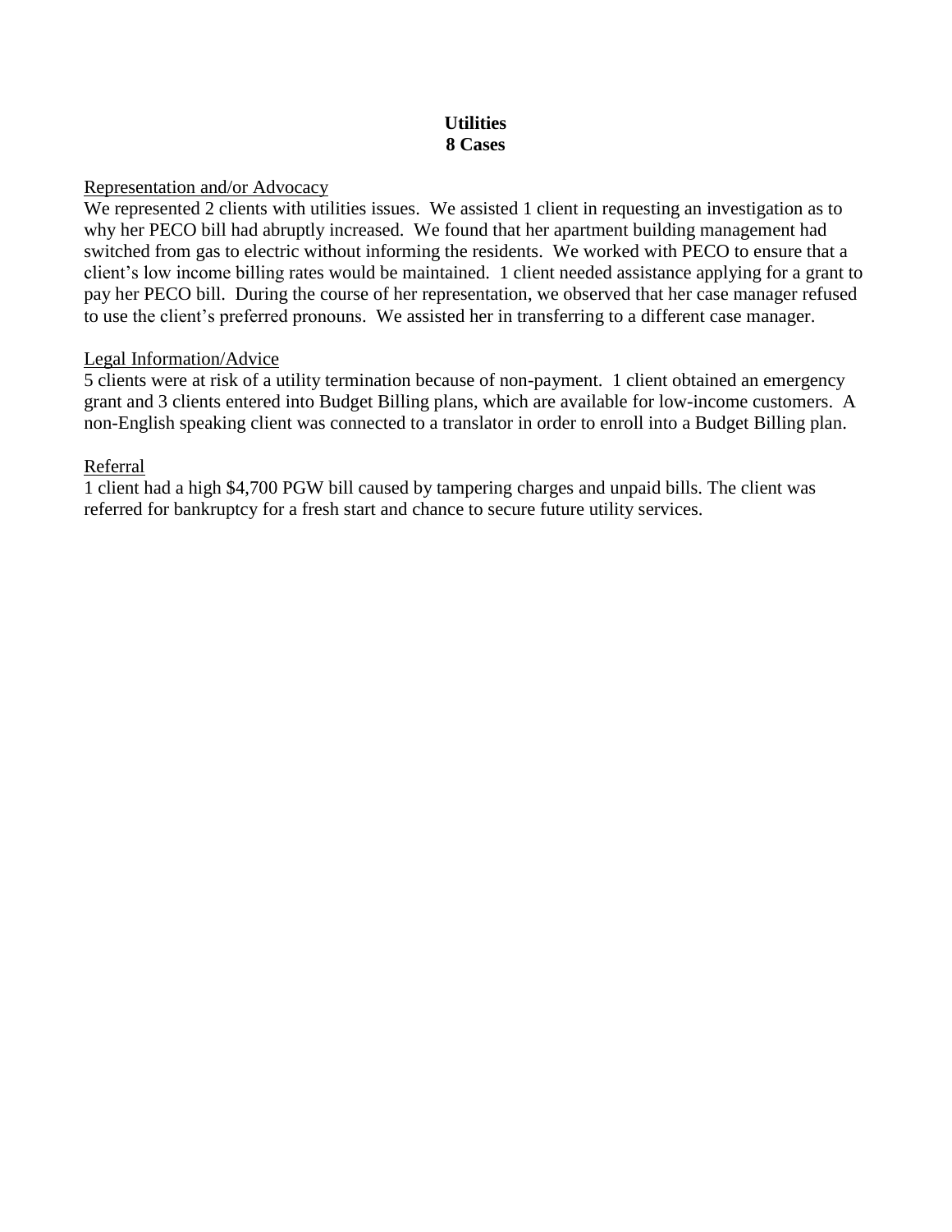## Utilities
## 8 Cases

Representation and/or Advocacy

We represented 2 clients with utilities issues. We assisted 1 client in requesting an investigation as to why her PECO bill had abruptly increased. We found that her apartment building management had switched from gas to electric without informing the residents. We worked with PECO to ensure that a client's low income billing rates would be maintained. 1 client needed assistance applying for a grant to pay her PECO bill. During the course of her representation, we observed that her case manager refused to use the client's preferred pronouns. We assisted her in transferring to a different case manager.

Legal Information/Advice

5 clients were at risk of a utility termination because of non-payment. 1 client obtained an emergency grant and 3 clients entered into Budget Billing plans, which are available for low-income customers. A non-English speaking client was connected to a translator in order to enroll into a Budget Billing plan.

Referral

1 client had a high $4,700 PGW bill caused by tampering charges and unpaid bills. The client was referred for bankruptcy for a fresh start and chance to secure future utility services.